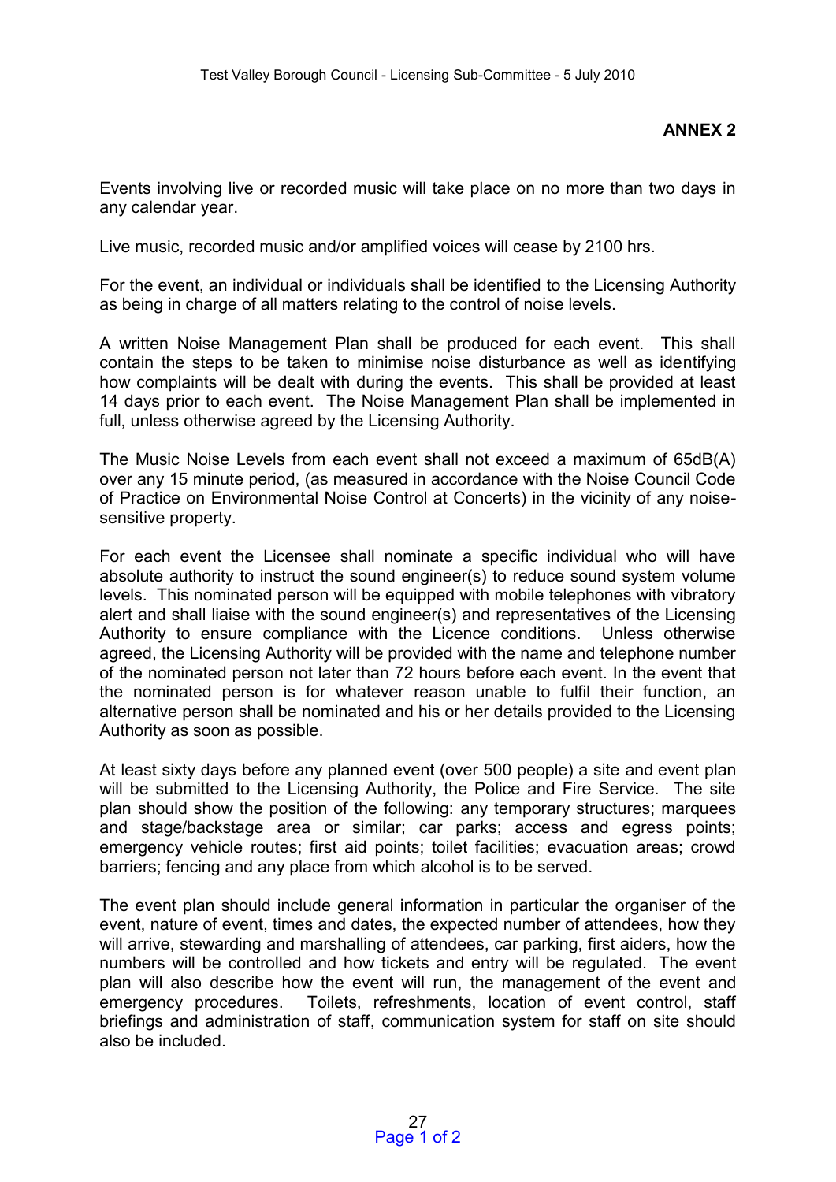## ANNEX 2

Events involving live or recorded music will take place on no more than two days in any calendar year.

Live music, recorded music and/or amplified voices will cease by 2100 hrs.

For the event, an individual or individuals shall be identified to the Licensing Authority as being in charge of all matters relating to the control of noise levels.

A written Noise Management Plan shall be produced for each event. This shall contain the steps to be taken to minimise noise disturbance as well as identifying how complaints will be dealt with during the events. This shall be provided at least 14 days prior to each event. The Noise Management Plan shall be implemented in full, unless otherwise agreed by the Licensing Authority.

The Music Noise Levels from each event shall not exceed a maximum of 65dB(A) over any 15 minute period, (as measured in accordance with the Noise Council Code of Practice on Environmental Noise Control at Concerts) in the vicinity of any noise-sensitive property.

For each event the Licensee shall nominate a specific individual who will have absolute authority to instruct the sound engineer(s) to reduce sound system volume levels. This nominated person will be equipped with mobile telephones with vibratory alert and shall liaise with the sound engineer(s) and representatives of the Licensing Authority to ensure compliance with the Licence conditions. Unless otherwise agreed, the Licensing Authority will be provided with the name and telephone number of the nominated person not later than 72 hours before each event. In the event that the nominated person is for whatever reason unable to fulfil their function, an alternative person shall be nominated and his or her details provided to the Licensing Authority as soon as possible.

At least sixty days before any planned event (over 500 people) a site and event plan will be submitted to the Licensing Authority, the Police and Fire Service. The site plan should show the position of the following: any temporary structures; marquees and stage/backstage area or similar; car parks; access and egress points; emergency vehicle routes; first aid points; toilet facilities; evacuation areas; crowd barriers; fencing and any place from which alcohol is to be served.

The event plan should include general information in particular the organiser of the event, nature of event, times and dates, the expected number of attendees, how they will arrive, stewarding and marshalling of attendees, car parking, first aiders, how the numbers will be controlled and how tickets and entry will be regulated. The event plan will also describe how the event will run, the management of the event and emergency procedures. Toilets, refreshments, location of event control, staff briefings and administration of staff, communication system for staff on site should also be included.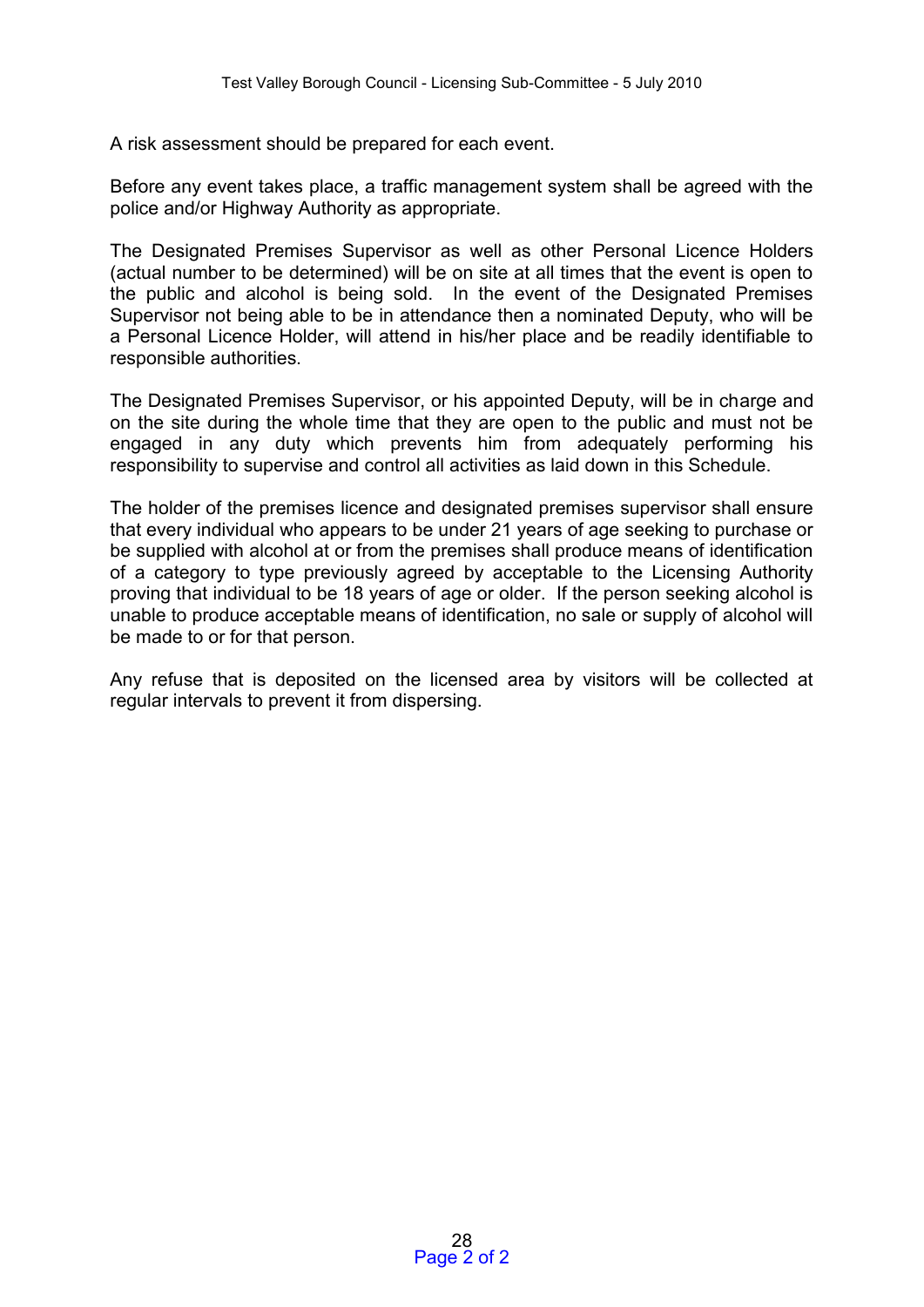A risk assessment should be prepared for each event.

Before any event takes place, a traffic management system shall be agreed with the police and/or Highway Authority as appropriate.

The Designated Premises Supervisor as well as other Personal Licence Holders (actual number to be determined) will be on site at all times that the event is open to the public and alcohol is being sold. In the event of the Designated Premises Supervisor not being able to be in attendance then a nominated Deputy, who will be a Personal Licence Holder, will attend in his/her place and be readily identifiable to responsible authorities.

The Designated Premises Supervisor, or his appointed Deputy, will be in charge and on the site during the whole time that they are open to the public and must not be engaged in any duty which prevents him from adequately performing his responsibility to supervise and control all activities as laid down in this Schedule.

The holder of the premises licence and designated premises supervisor shall ensure that every individual who appears to be under 21 years of age seeking to purchase or be supplied with alcohol at or from the premises shall produce means of identification of a category to type previously agreed by acceptable to the Licensing Authority proving that individual to be 18 years of age or older. If the person seeking alcohol is unable to produce acceptable means of identification, no sale or supply of alcohol will be made to or for that person.

Any refuse that is deposited on the licensed area by visitors will be collected at regular intervals to prevent it from dispersing.